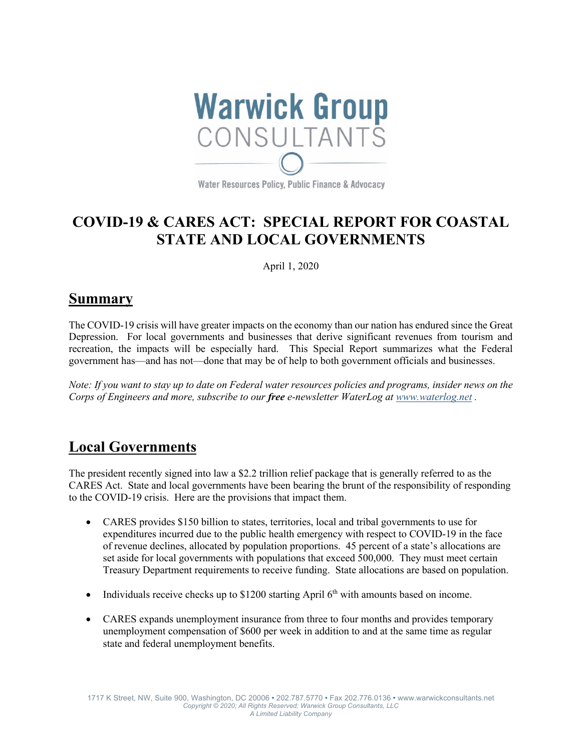Warwick Group CONSULTANTS

Water Resources Policy, Public Finance & Advocacy

# COVID-19 & CARES ACT: SPECIAL REPORT FOR COASTAL STATE AND LOCAL GOVERNMENTS

April 1, 2020

## Summary

The COVID-19 crisis will have greater impacts on the economy than our nation has endured since the Great Depression. For local governments and businesses that derive significant revenues from tourism and recreation, the impacts will be especially hard. This Special Report summarizes what the Federal government has—and has not—done that may be of help to both government officials and businesses.

*Note: If you want to stay up to date on Federal water resources policies and programs, insider news on the Corps of Engineers and more, subscribe to our **free** e-newsletter WaterLog at [www.waterlog.net](http://www.waterlog.net) .*

## Local Governments

The president recently signed into law a $2.2 trillion relief package that is generally referred to as the CARES Act. State and local governments have been bearing the brunt of the responsibility of responding to the COVID-19 crisis. Here are the provisions that impact them.

- CARES provides $150 billion to states, territories, local and tribal governments to use for expenditures incurred due to the public health emergency with respect to COVID-19 in the face of revenue declines, allocated by population proportions. 45 percent of a state's allocations are set aside for local governments with populations that exceed 500,000. They must meet certain Treasury Department requirements to receive funding. State allocations are based on population.

- Individuals receive checks up to $1200 starting April 6th with amounts based on income.

- CARES expands unemployment insurance from three to four months and provides temporary unemployment compensation of $600 per week in addition to and at the same time as regular state and federal unemployment benefits.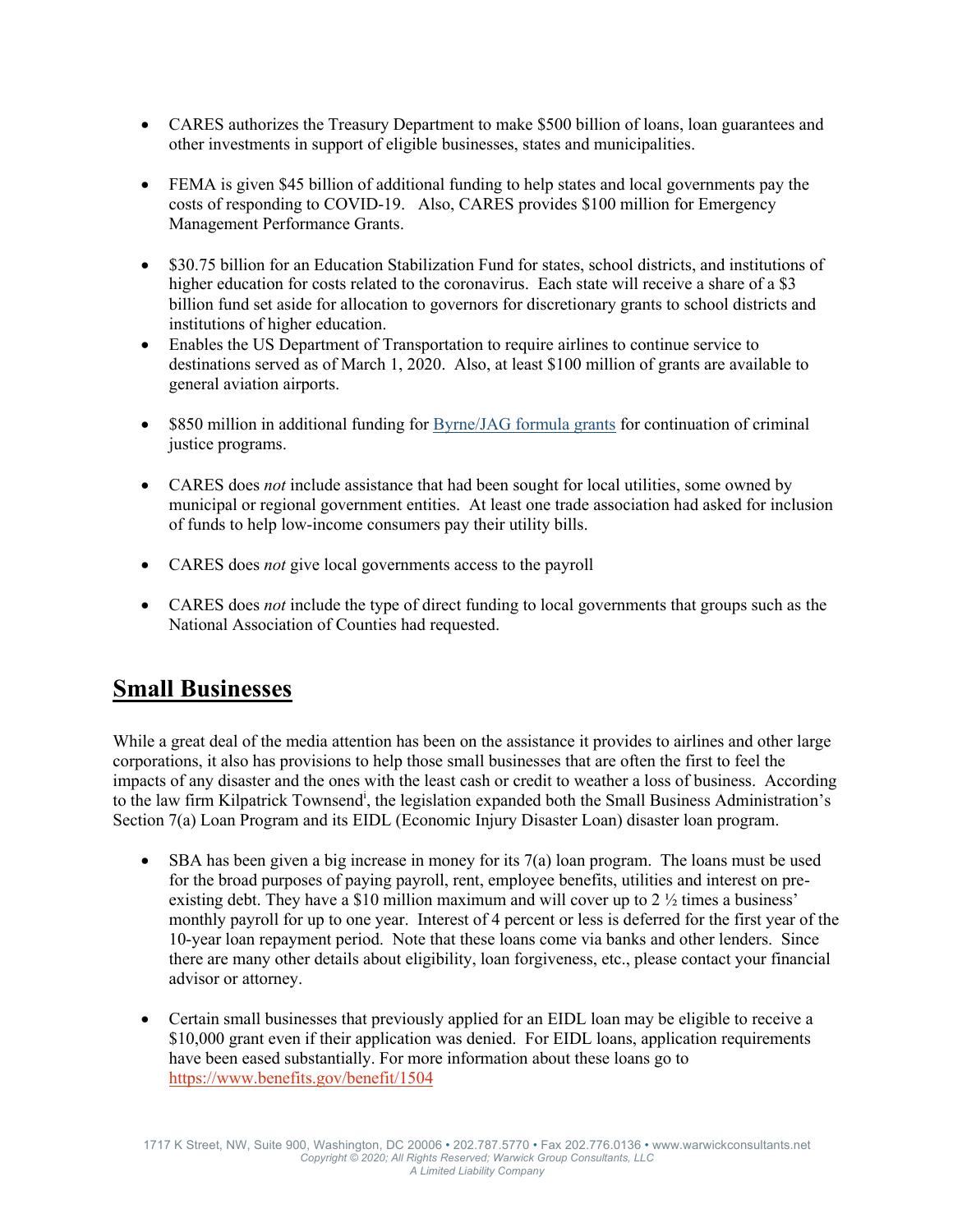- CARES authorizes the Treasury Department to make $500 billion of loans, loan guarantees and other investments in support of eligible businesses, states and municipalities.

- FEMA is given $45 billion of additional funding to help states and local governments pay the costs of responding to COVID-19. Also, CARES provides $100 million for Emergency Management Performance Grants.

- $30.75 billion for an Education Stabilization Fund for states, school districts, and institutions of higher education for costs related to the coronavirus. Each state will receive a share of a $3 billion fund set aside for allocation to governors for discretionary grants to school districts and institutions of higher education.
- Enables the US Department of Transportation to require airlines to continue service to destinations served as of March 1, 2020. Also, at least $100 million of grants are available to general aviation airports.

- $850 million in additional funding for [Byrne/JAG formula grants] for continuation of criminal justice programs.

- CARES does *not* include assistance that had been sought for local utilities, some owned by municipal or regional government entities. At least one trade association had asked for inclusion of funds to help low-income consumers pay their utility bills.

- CARES does *not* give local governments access to the payroll

- CARES does *not* include the type of direct funding to local governments that groups such as the National Association of Counties had requested.

## **Small Businesses**

While a great deal of the media attention has been on the assistance it provides to airlines and other large corporations, it also has provisions to help those small businesses that are often the first to feel the impacts of any disaster and the ones with the least cash or credit to weather a loss of business. According to the law firm Kilpatrick Townsend[i], the legislation expanded both the Small Business Administration's Section 7(a) Loan Program and its EIDL (Economic Injury Disaster Loan) disaster loan program.

- SBA has been given a big increase in money for its 7(a) loan program. The loans must be used for the broad purposes of paying payroll, rent, employee benefits, utilities and interest on pre-existing debt. They have a $10 million maximum and will cover up to 2 ½ times a business' monthly payroll for up to one year. Interest of 4 percent or less is deferred for the first year of the 10-year loan repayment period. Note that these loans come via banks and other lenders. Since there are many other details about eligibility, loan forgiveness, etc., please contact your financial advisor or attorney.

- Certain small businesses that previously applied for an EIDL loan may be eligible to receive a $10,000 grant even if their application was denied. For EIDL loans, application requirements have been eased substantially. For more information about these loans go to https://www.benefits.gov/benefit/1504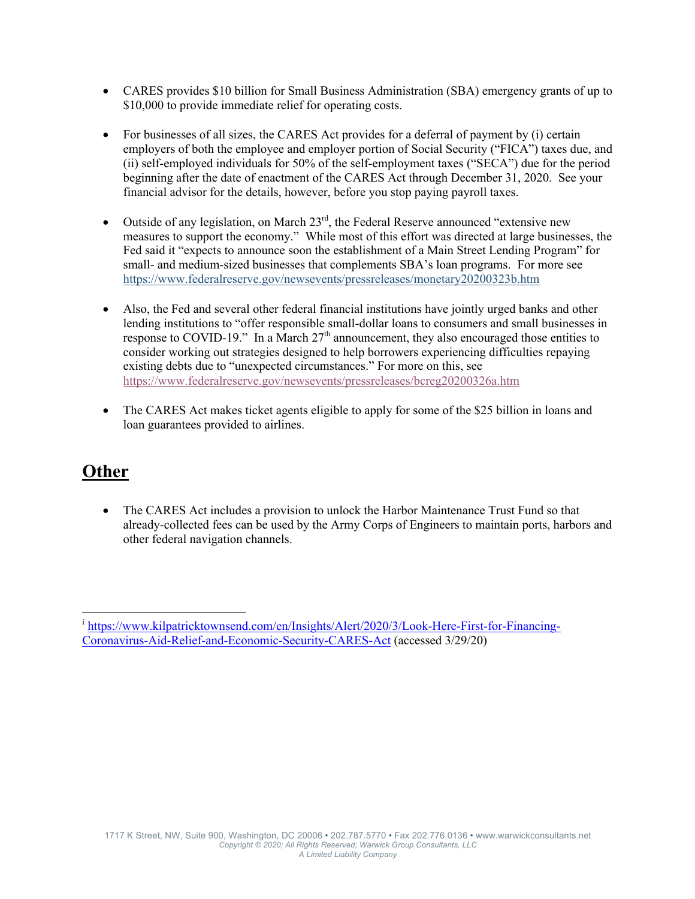- CARES provides $10 billion for Small Business Administration (SBA) emergency grants of up to $10,000 to provide immediate relief for operating costs.

- For businesses of all sizes, the CARES Act provides for a deferral of payment by (i) certain employers of both the employee and employer portion of Social Security ("FICA") taxes due, and (ii) self-employed individuals for 50% of the self-employment taxes ("SECA") due for the period beginning after the date of enactment of the CARES Act through December 31, 2020. See your financial advisor for the details, however, before you stop paying payroll taxes.

- Outside of any legislation, on March 23rd, the Federal Reserve announced "extensive new measures to support the economy." While most of this effort was directed at large businesses, the Fed said it "expects to announce soon the establishment of a Main Street Lending Program" for small- and medium-sized businesses that complements SBA's loan programs. For more see https://www.federalreserve.gov/newsevents/pressreleases/monetary20200323b.htm

- Also, the Fed and several other federal financial institutions have jointly urged banks and other lending institutions to "offer responsible small-dollar loans to consumers and small businesses in response to COVID-19." In a March 27th announcement, they also encouraged those entities to consider working out strategies designed to help borrowers experiencing difficulties repaying existing debts due to "unexpected circumstances." For more on this, see https://www.federalreserve.gov/newsevents/pressreleases/bcreg20200326a.htm

- The CARES Act makes ticket agents eligible to apply for some of the $25 billion in loans and loan guarantees provided to airlines.

## Other

- The CARES Act includes a provision to unlock the Harbor Maintenance Trust Fund so that already-collected fees can be used by the Army Corps of Engineers to maintain ports, harbors and other federal navigation channels.

---

[i] https://www.kilpatricktownsend.com/en/Insights/Alert/2020/3/Look-Here-First-for-Financing-Coronavirus-Aid-Relief-and-Economic-Security-CARES-Act (accessed 3/29/20)